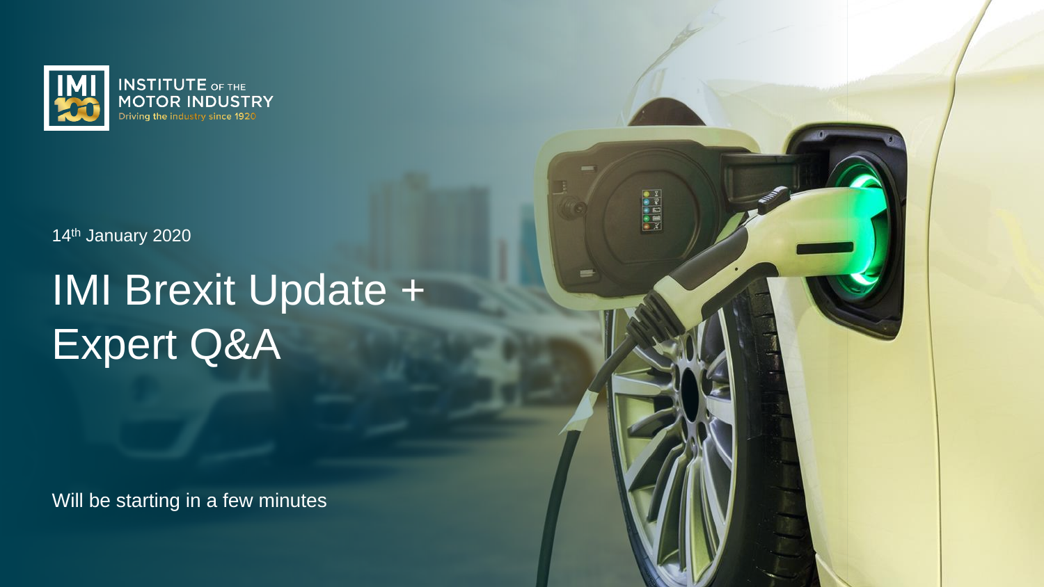INSTITUTE OF THE MOTOR INDUSTRY

Driving the industry since 1920

14th January 2020

# IMI Brexit Update + Expert Q&A

Will be starting in a few minutes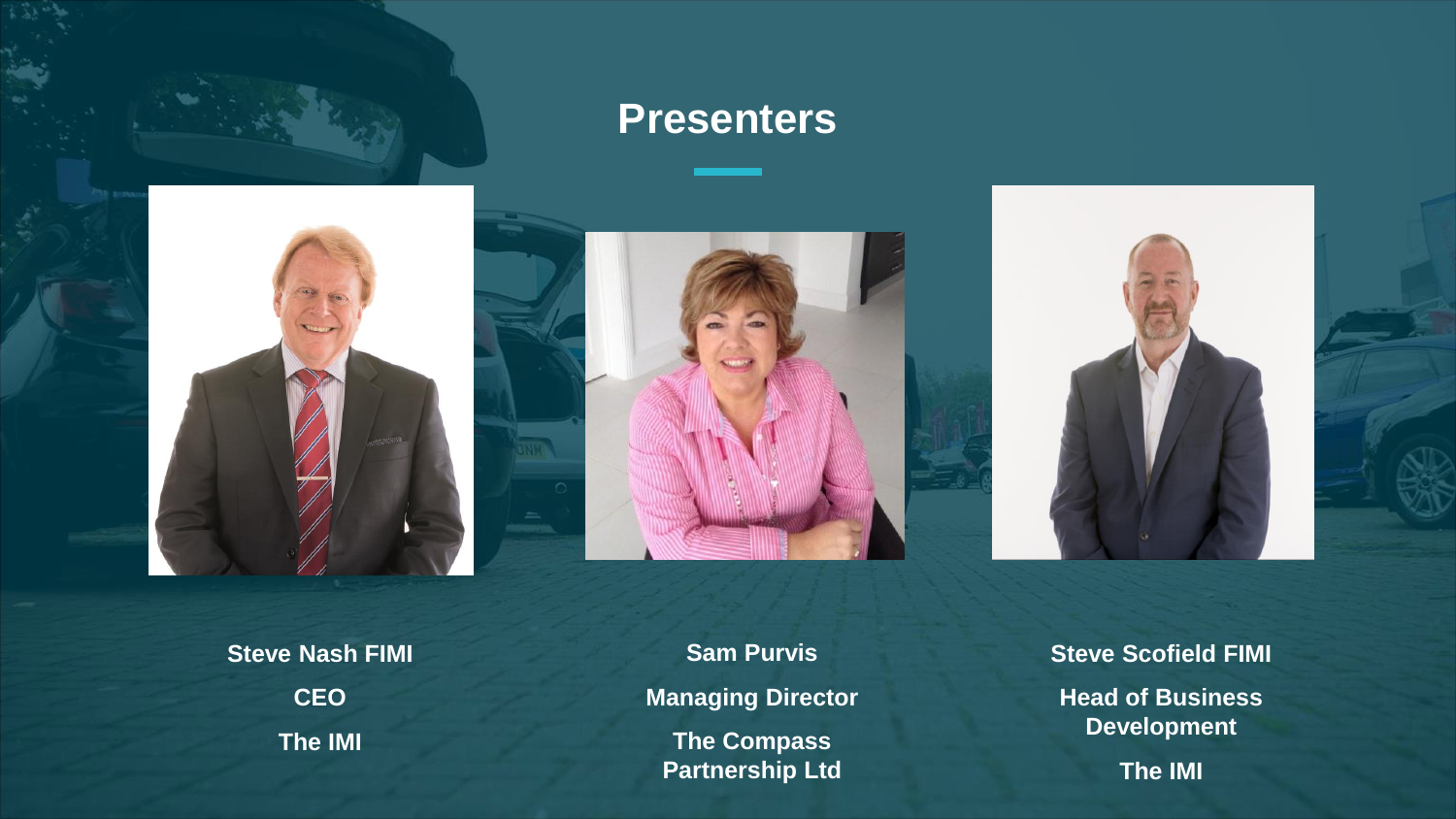# Presenters

**Steve Nash FIMI**

**CEO**

**The IMI**

**Sam Purvis**

**Managing Director**

**The Compass Partnership Ltd**

**Steve Scofield FIMI**

**Head of Business Development**

**The IMI**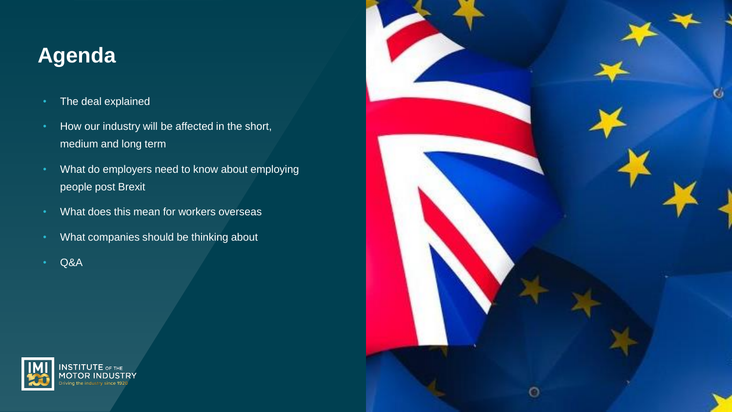# Agenda

- The deal explained
- How our industry will be affected in the short, medium and long term
- What do employers need to know about employing people post Brexit
- What does this mean for workers overseas
- What companies should be thinking about
- Q&A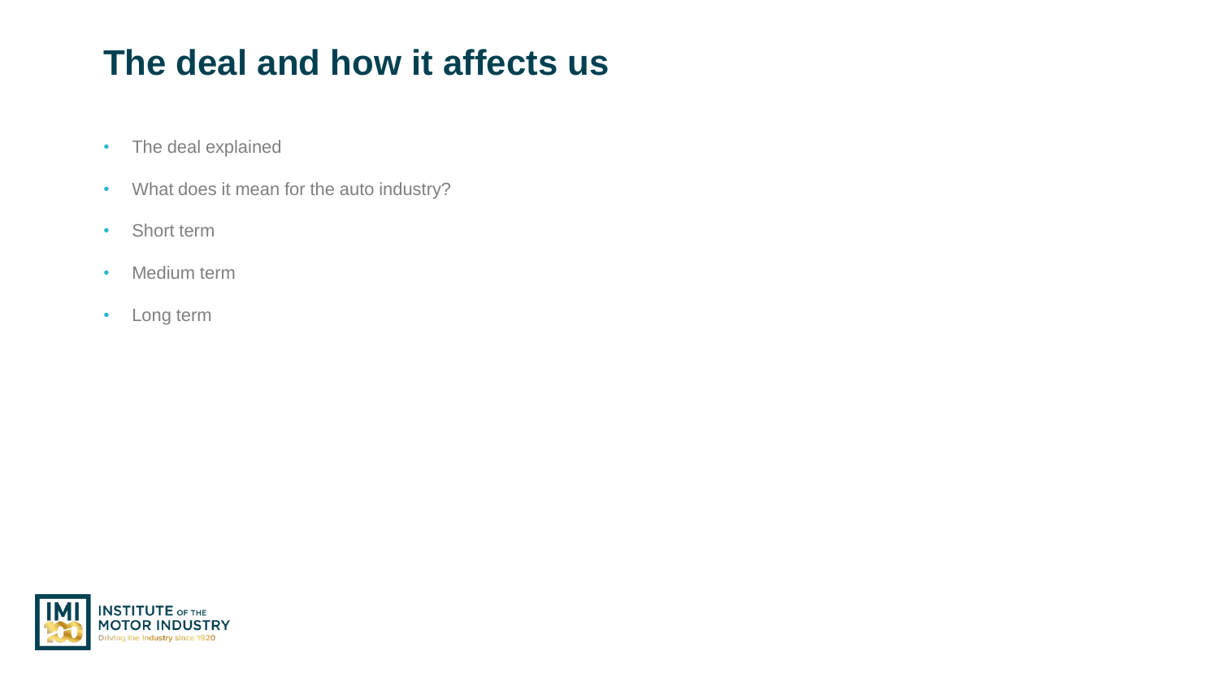# The deal and how it affects us

- The deal explained
- What does it mean for the auto industry?
- Short term
- Medium term
- Long term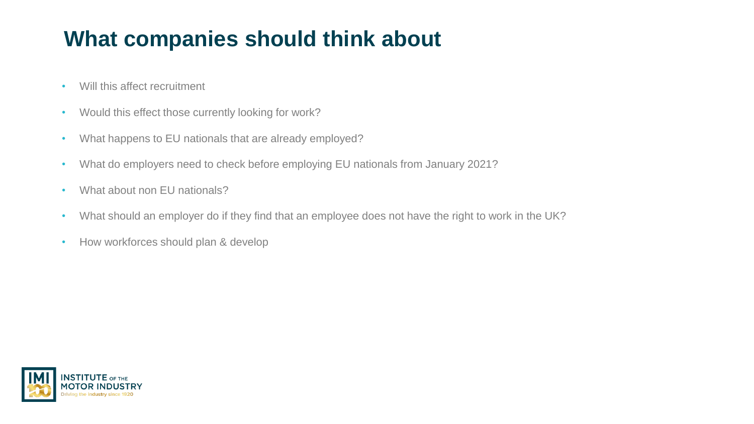# What companies should think about

- Will this affect recruitment
- Would this effect those currently looking for work?
- What happens to EU nationals that are already employed?
- What do employers need to check before employing EU nationals from January 2021?
- What about non EU nationals?
- What should an employer do if they find that an employee does not have the right to work in the UK?
- How workforces should plan & develop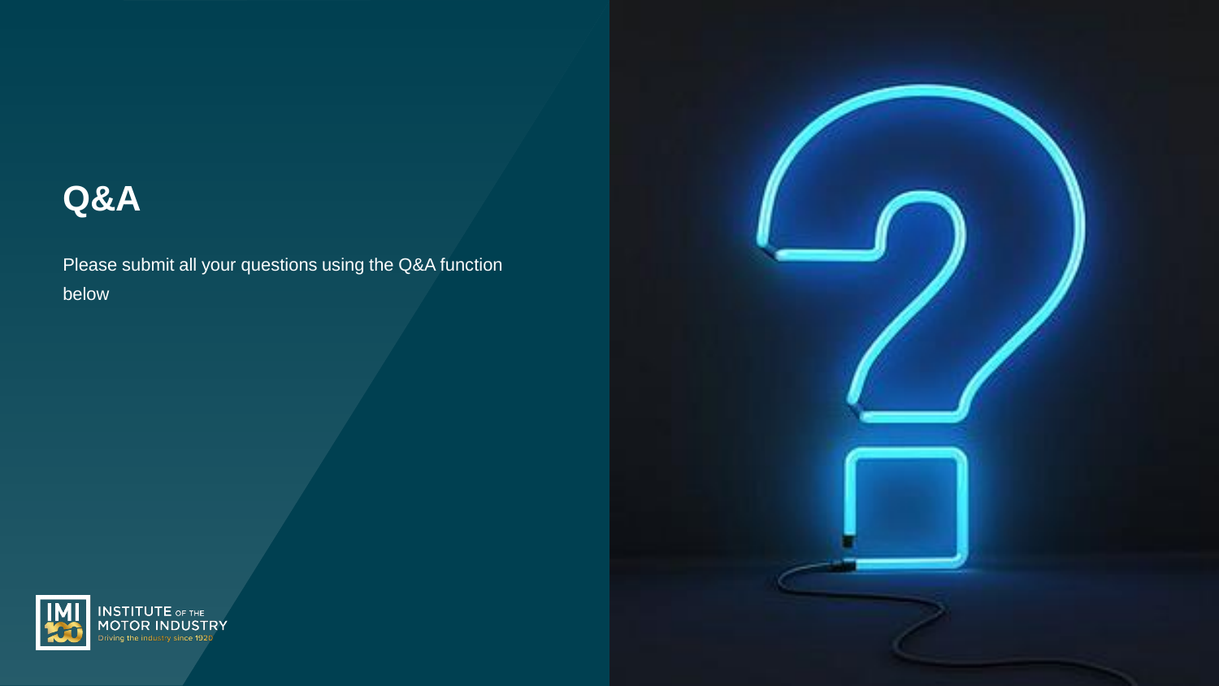# Q&A

Please submit all your questions using the Q&A function below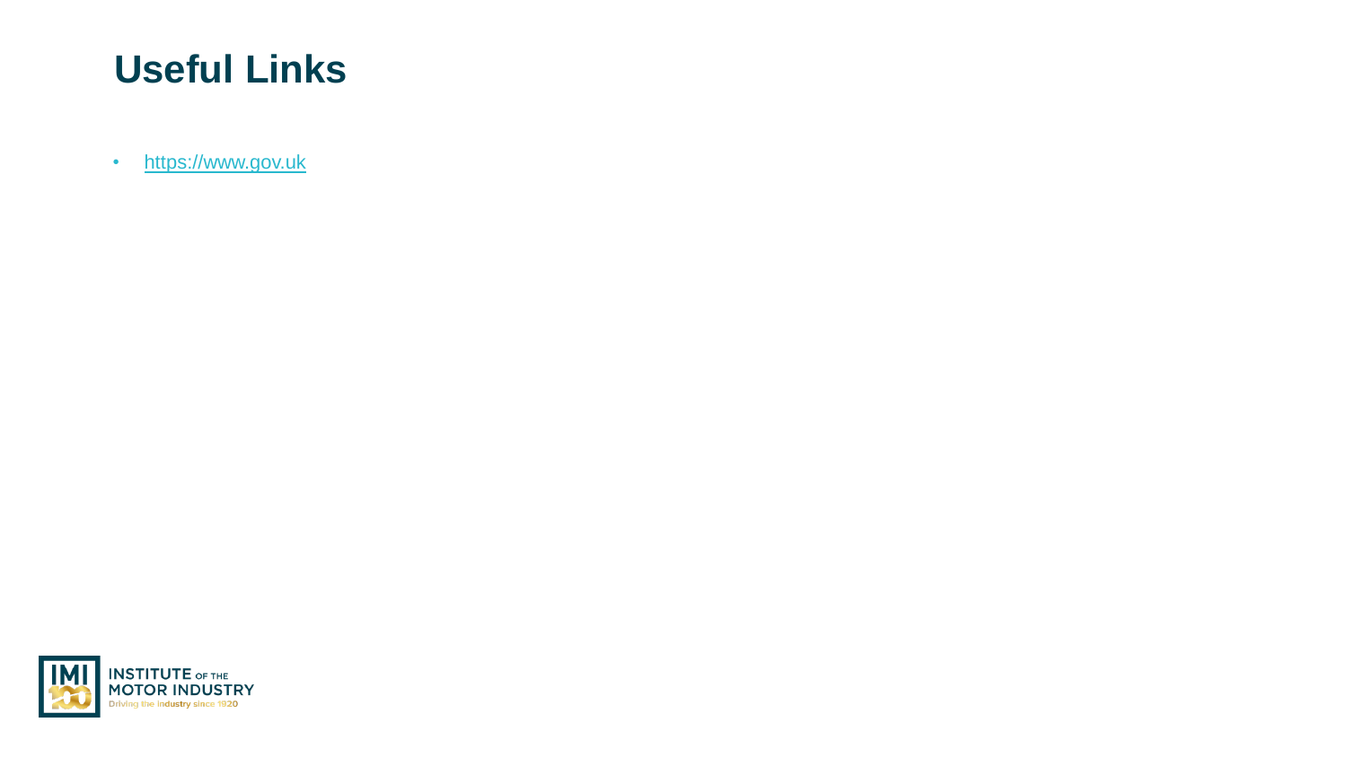# Useful Links

- https://www.gov.uk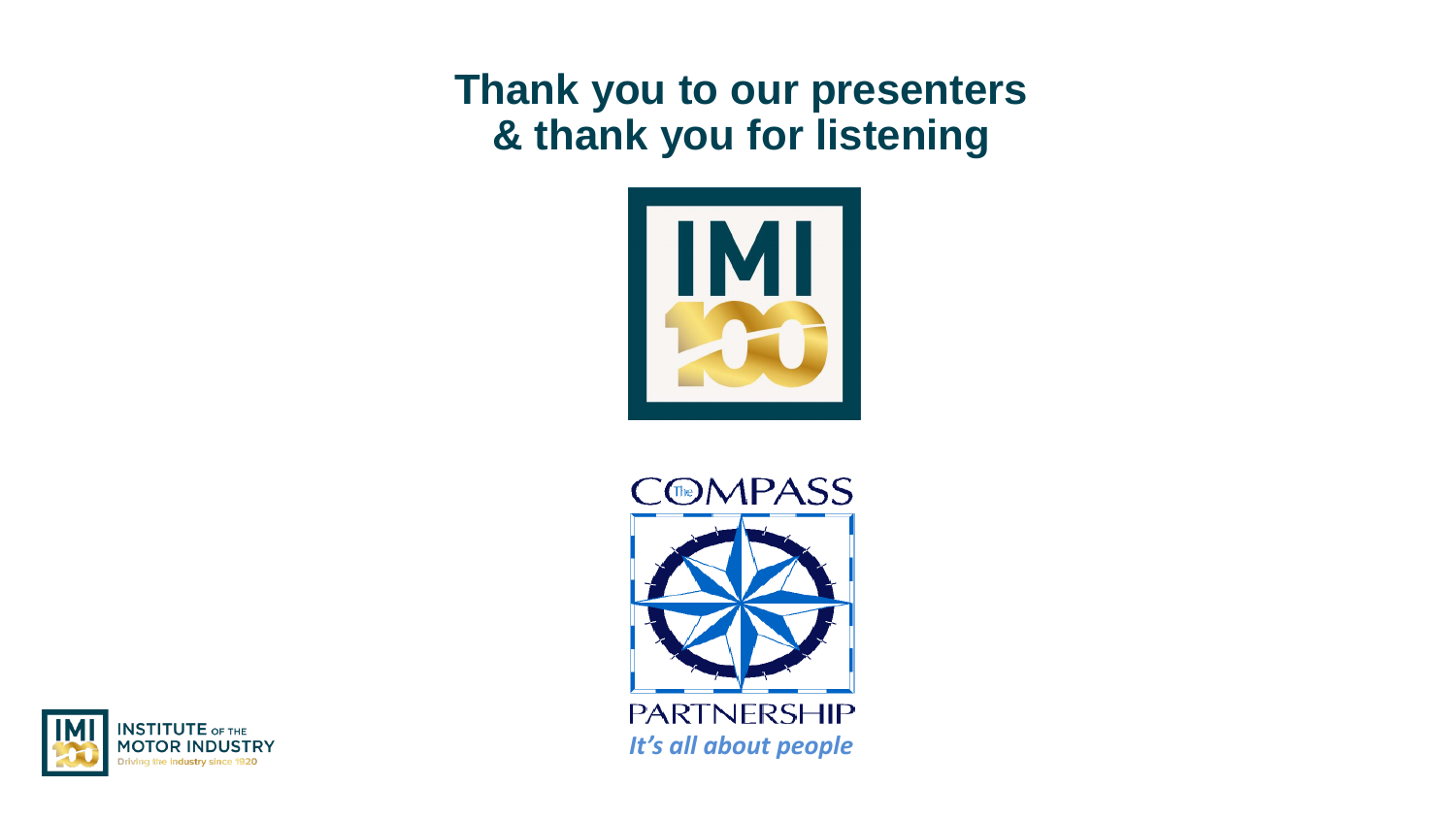# Thank you to our presenters & thank you for listening

COMPASS PARTNERSHIP

*It's all about people*

INSTITUTE OF THE MOTOR INDUSTRY

Driving the industry since 1920